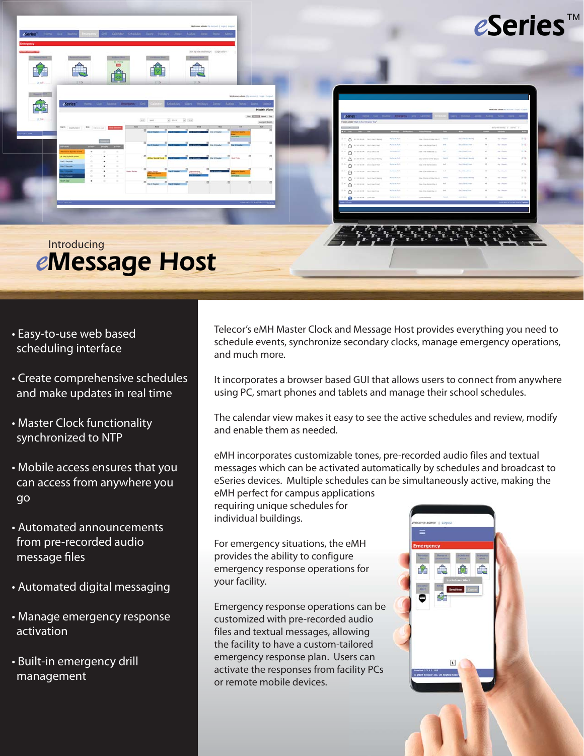# eSeries™

Introducing

# eMessage Host

- Easy-to-use web based scheduling interface
- Create comprehensive schedules and make updates in real time
- Master Clock functionality synchronized to NTP
- Mobile access ensures that you can access from anywhere you go
- Automated announcements from pre-recorded audio message files
- Automated digital messaging
- Manage emergency response activation
- Built-in emergency drill management

Telecor's eMH Master Clock and Message Host provides everything you need to schedule events, synchronize secondary clocks, manage emergency operations, and much more.

It incorporates a browser based GUI that allows users to connect from anywhere using PC, smart phones and tablets and manage their school schedules.

The calendar view makes it easy to see the active schedules and review, modify and enable them as needed.

eMH incorporates customizable tones, pre-recorded audio files and textual messages which can be activated automatically by schedules and broadcast to eSeries devices. Multiple schedules can be simultaneously active, making the eMH perfect for campus applications requiring unique schedules for individual buildings.

For emergency situations, the eMH provides the ability to configure emergency response operations for your facility.

Emergency response operations can be customized with pre-recorded audio files and textual messages, allowing the facility to have a custom-tailored emergency response plan. Users can activate the responses from facility PCs or remote mobile devices.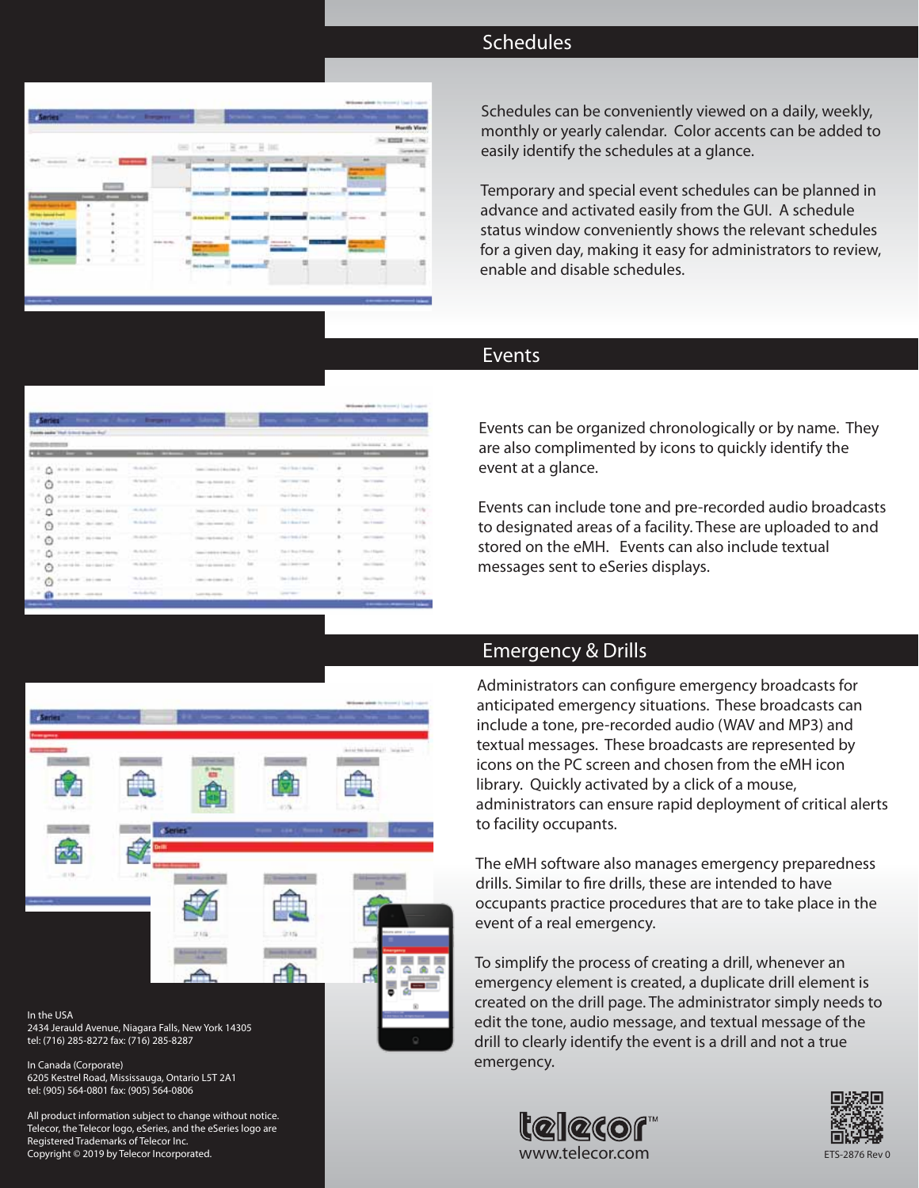## Schedules

Schedules can be conveniently viewed on a daily, weekly, monthly or yearly calendar. Color accents can be added to easily identify the schedules at a glance.

Temporary and special event schedules can be planned in advance and activated easily from the GUI. A schedule status window conveniently shows the relevant schedules for a given day, making it easy for administrators to review, enable and disable schedules.

## Events

Events can be organized chronologically or by name. They are also complimented by icons to quickly identify the event at a glance.

Events can include tone and pre-recorded audio broadcasts to designated areas of a facility. These are uploaded to and stored on the eMH. Events can also include textual messages sent to eSeries displays.

## Emergency & Drills

Administrators can configure emergency broadcasts for anticipated emergency situations. These broadcasts can include a tone, pre-recorded audio (WAV and MP3) and textual messages. These broadcasts are represented by icons on the PC screen and chosen from the eMH icon library. Quickly activated by a click of a mouse, administrators can ensure rapid deployment of critical alerts to facility occupants.

The eMH software also manages emergency preparedness drills. Similar to fire drills, these are intended to have occupants practice procedures that are to take place in the event of a real emergency.

To simplify the process of creating a drill, whenever an emergency element is created, a duplicate drill element is created on the drill page. The administrator simply needs to edit the tone, audio message, and textual message of the drill to clearly identify the event is a drill and not a true emergency.

In the USA
2434 Jerauld Avenue, Niagara Falls, New York 14305
tel: (716) 285-8272 fax: (716) 285-8287

In Canada (Corporate)
6205 Kestrel Road, Mississauga, Ontario L5T 2A1
tel: (905) 564-0801 fax: (905) 564-0806

All product information subject to change without notice.
Telecor, the Telecor logo, eSeries, and the eSeries logo are Registered Trademarks of Telecor Inc.
Copyright © 2019 by Telecor Incorporated.

telecor™
www.telecor.com

ETS-2876 Rev 0